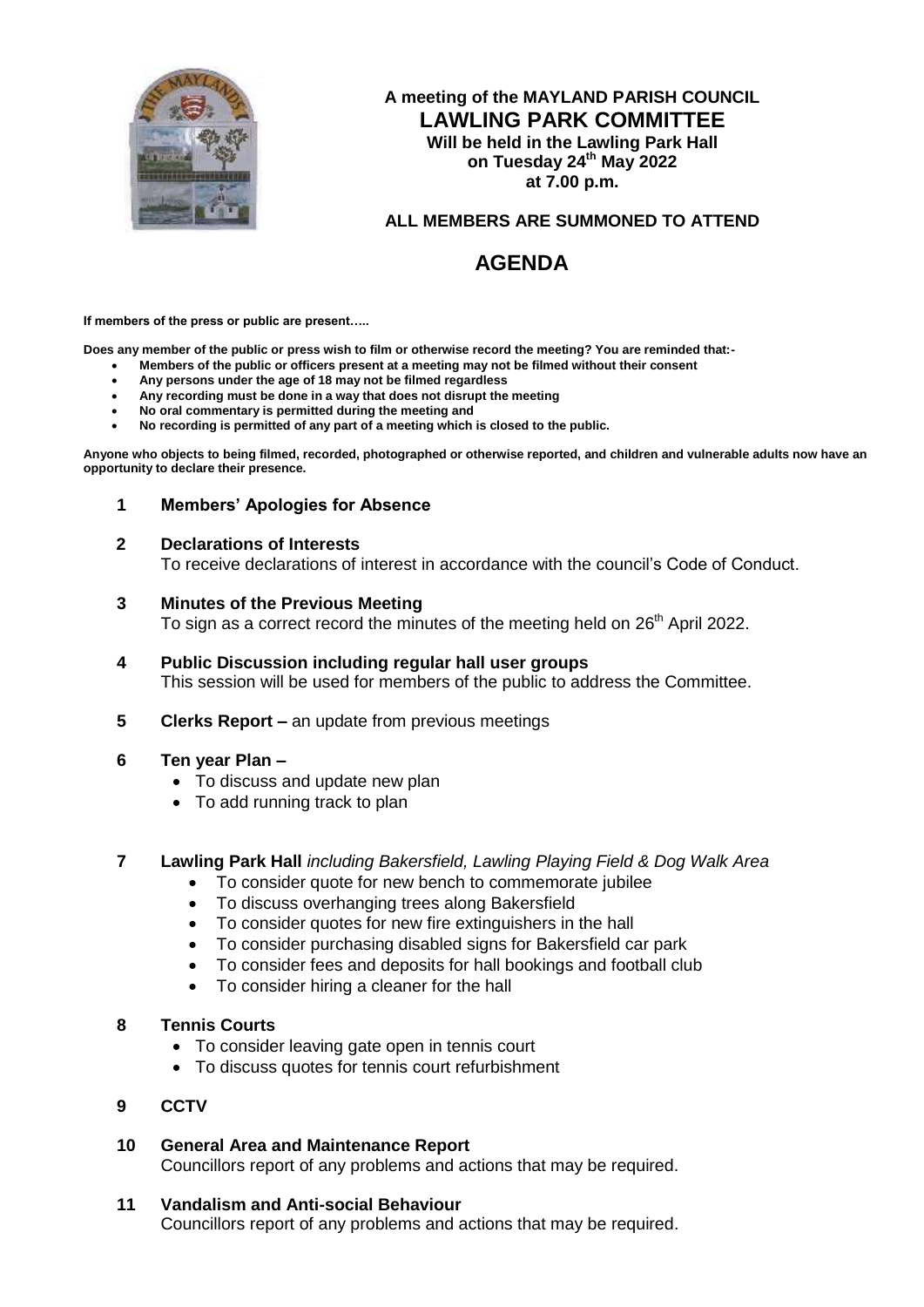**A meeting of the MAYLAND PARISH COUNCIL**

# LAWLING PARK COMMITTEE

**Will be held in the Lawling Park Hall**
**on Tuesday 24th May 2022**
**at 7.00 p.m.**

**ALL MEMBERS ARE SUMMONED TO ATTEND**

# AGENDA

**If members of the press or public are present…..**

**Does any member of the public or press wish to film or otherwise record the meeting? You are reminded that:-**

- **Members of the public or officers present at a meeting may not be filmed without their consent**
- **Any persons under the age of 18 may not be filmed regardless**
- **Any recording must be done in a way that does not disrupt the meeting**
- **No oral commentary is permitted during the meeting and**
- **No recording is permitted of any part of a meeting which is closed to the public.**

**Anyone who objects to being filmed, recorded, photographed or otherwise reported, and children and vulnerable adults now have an opportunity to declare their presence.**

**1 Members' Apologies for Absence**

**2 Declarations of Interests**
To receive declarations of interest in accordance with the council's Code of Conduct.

**3 Minutes of the Previous Meeting**
To sign as a correct record the minutes of the meeting held on 26th April 2022.

**4 Public Discussion including regular hall user groups**
This session will be used for members of the public to address the Committee.

**5 Clerks Report –** an update from previous meetings

**6 Ten year Plan –**

- To discuss and update new plan
- To add running track to plan

**7 Lawling Park Hall** *including Bakersfield, Lawling Playing Field & Dog Walk Area*

- To consider quote for new bench to commemorate jubilee
- To discuss overhanging trees along Bakersfield
- To consider quotes for new fire extinguishers in the hall
- To consider purchasing disabled signs for Bakersfield car park
- To consider fees and deposits for hall bookings and football club
- To consider hiring a cleaner for the hall

**8 Tennis Courts**

- To consider leaving gate open in tennis court
- To discuss quotes for tennis court refurbishment

**9 CCTV**

**10 General Area and Maintenance Report**
Councillors report of any problems and actions that may be required.

**11 Vandalism and Anti-social Behaviour**
Councillors report of any problems and actions that may be required.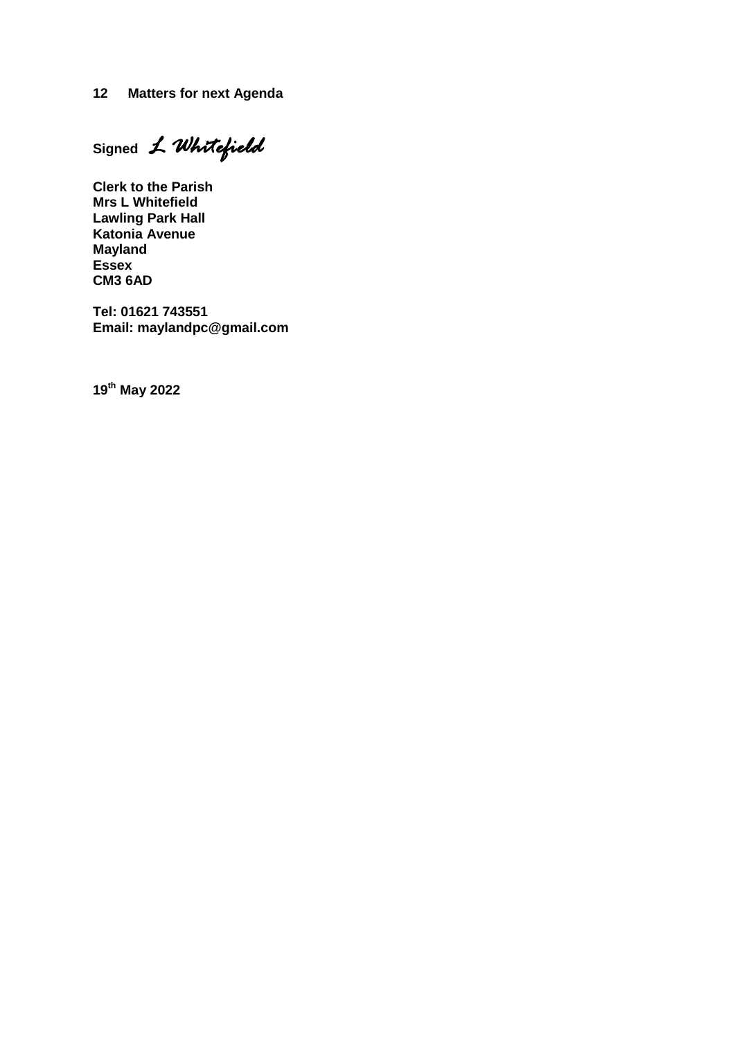**12 Matters for next Agenda**

**Signed** *L Whitefield*

**Clerk to the Parish**
**Mrs L Whitefield**
**Lawling Park Hall**
**Katonia Avenue**
**Mayland**
**Essex**
**CM3 6AD**

**Tel: 01621 743551**
**Email: maylandpc@gmail.com**

**19th May 2022**